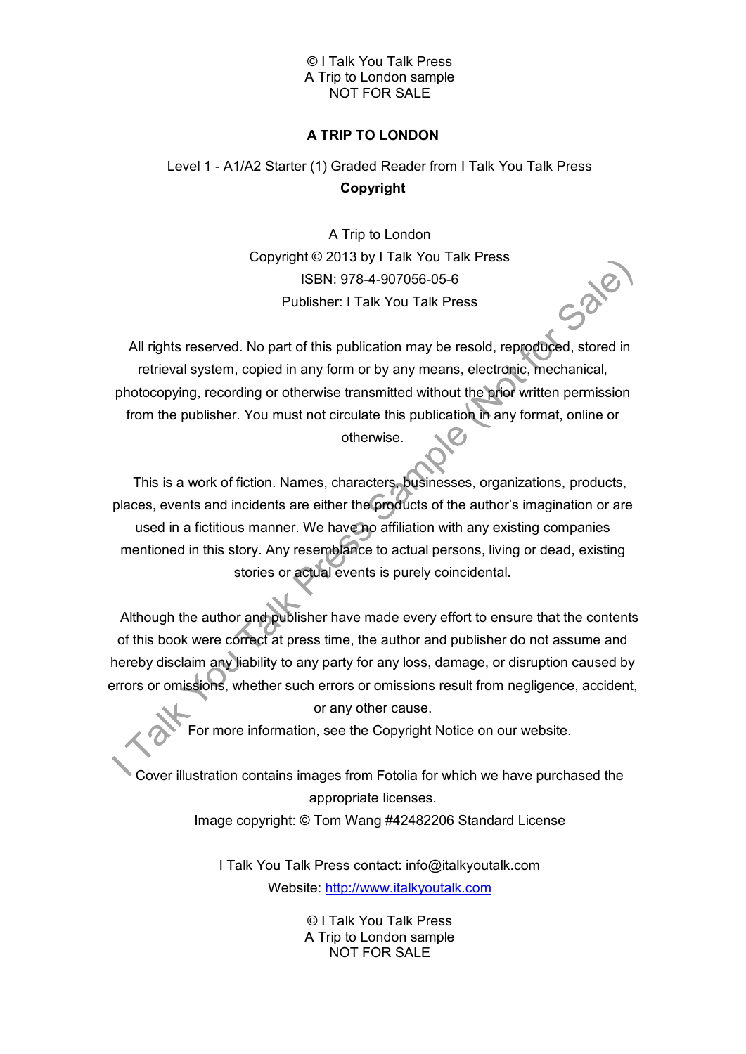© I Talk You Talk Press
A Trip to London sample
NOT FOR SALE

# A TRIP TO LONDON

Level 1 - A1/A2 Starter (1) Graded Reader from I Talk You Talk Press

**Copyright**

A Trip to London
Copyright © 2013 by I Talk You Talk Press
ISBN: 978-4-907056-05-6
Publisher: I Talk You Talk Press

All rights reserved. No part of this publication may be resold, reproduced, stored in retrieval system, copied in any form or by any means, electronic, mechanical, photocopying, recording or otherwise transmitted without the prior written permission from the publisher. You must not circulate this publication in any format, online or otherwise.

This is a work of fiction. Names, characters, businesses, organizations, products, places, events and incidents are either the products of the author's imagination or are used in a fictitious manner. We have no affiliation with any existing companies mentioned in this story. Any resemblance to actual persons, living or dead, existing stories or actual events is purely coincidental.

Although the author and publisher have made every effort to ensure that the contents of this book were correct at press time, the author and publisher do not assume and hereby disclaim any liability to any party for any loss, damage, or disruption caused by errors or omissions, whether such errors or omissions result from negligence, accident, or any other cause.

For more information, see the Copyright Notice on our website.

Cover illustration contains images from Fotolia for which we have purchased the appropriate licenses.

Image copyright: © Tom Wang #42482206 Standard License

I Talk You Talk Press contact: info@italkyoutalk.com
Website: http://www.italkyoutalk.com

© I Talk You Talk Press
A Trip to London sample
NOT FOR SALE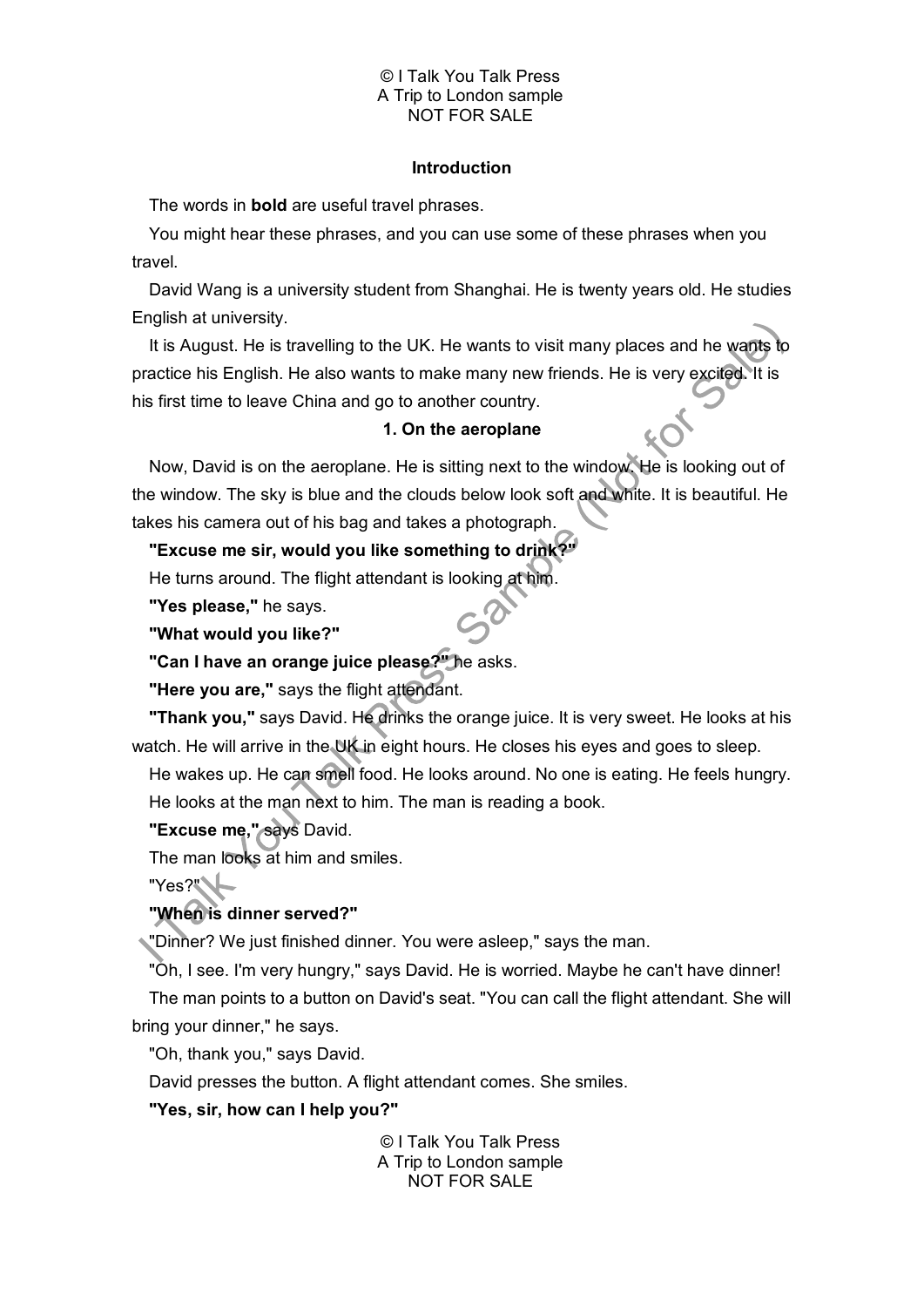## Introduction

The words in **bold** are useful travel phrases.

You might hear these phrases, and you can use some of these phrases when you travel.

David Wang is a university student from Shanghai. He is twenty years old. He studies English at university.

It is August. He is travelling to the UK. He wants to visit many places and he wants to practice his English. He also wants to make many new friends. He is very excited. It is his first time to leave China and go to another country.

## 1. On the aeroplane

Now, David is on the aeroplane. He is sitting next to the window. He is looking out of the window. The sky is blue and the clouds below look soft and white. It is beautiful. He takes his camera out of his bag and takes a photograph.

**"Excuse me sir, would you like something to drink?"**

He turns around. The flight attendant is looking at him.

**"Yes please,"** he says.

**"What would you like?"**

**"Can I have an orange juice please?"** he asks.

**"Here you are,"** says the flight attendant.

**"Thank you,"** says David. He drinks the orange juice. It is very sweet. He looks at his watch. He will arrive in the UK in eight hours. He closes his eyes and goes to sleep.

He wakes up. He can smell food. He looks around. No one is eating. He feels hungry.

He looks at the man next to him. The man is reading a book.

**"Excuse me,"** says David.

The man looks at him and smiles.

"Yes?"

**"When is dinner served?"**

"Dinner? We just finished dinner. You were asleep," says the man.

"Oh, I see. I'm very hungry," says David. He is worried. Maybe he can't have dinner!

The man points to a button on David's seat. "You can call the flight attendant. She will bring your dinner," he says.

"Oh, thank you," says David.

David presses the button. A flight attendant comes. She smiles.

**"Yes, sir, how can I help you?"**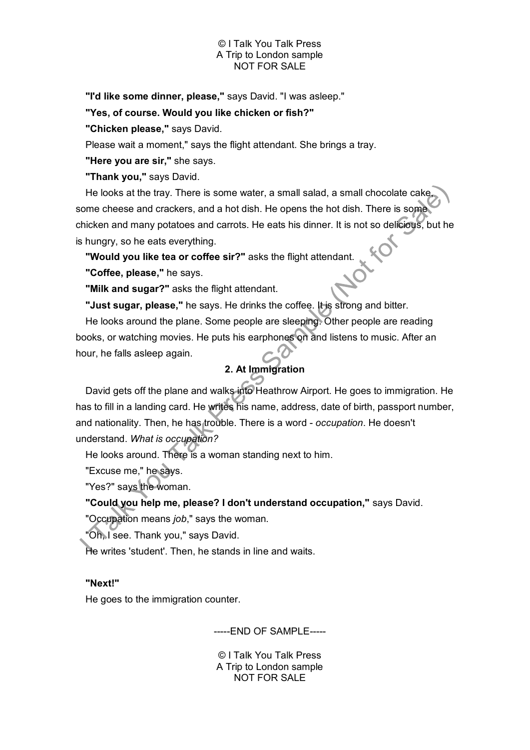**"I'd like some dinner, please,"** says David. "I was asleep."

**"Yes, of course. Would you like chicken or fish?"**

**"Chicken please,"** says David.

Please wait a moment," says the flight attendant. She brings a tray.

**"Here you are sir,"** she says.

**"Thank you,"** says David.

He looks at the tray. There is some water, a small salad, a small chocolate cake, some cheese and crackers, and a hot dish. He opens the hot dish. There is some chicken and many potatoes and carrots. He eats his dinner. It is not so delicious, but he is hungry, so he eats everything.

**"Would you like tea or coffee sir?"** asks the flight attendant.

**"Coffee, please,"** he says.

**"Milk and sugar?"** asks the flight attendant.

**"Just sugar, please,"** he says. He drinks the coffee. It is strong and bitter.

He looks around the plane. Some people are sleeping. Other people are reading books, or watching movies. He puts his earphones on and listens to music. After an hour, he falls asleep again.

## 2. At Immigration

David gets off the plane and walks into Heathrow Airport. He goes to immigration. He has to fill in a landing card. He writes his name, address, date of birth, passport number, and nationality. Then, he has trouble. There is a word - *occupation*. He doesn't understand. *What is occupation?*

He looks around. There is a woman standing next to him.

"Excuse me," he says.

"Yes?" says the woman.

**"Could you help me, please? I don't understand occupation,"** says David.

"Occupation means *job*," says the woman.

"Oh, I see. Thank you," says David.

He writes 'student'. Then, he stands in line and waits.

**"Next!"**

He goes to the immigration counter.

-----END OF SAMPLE-----